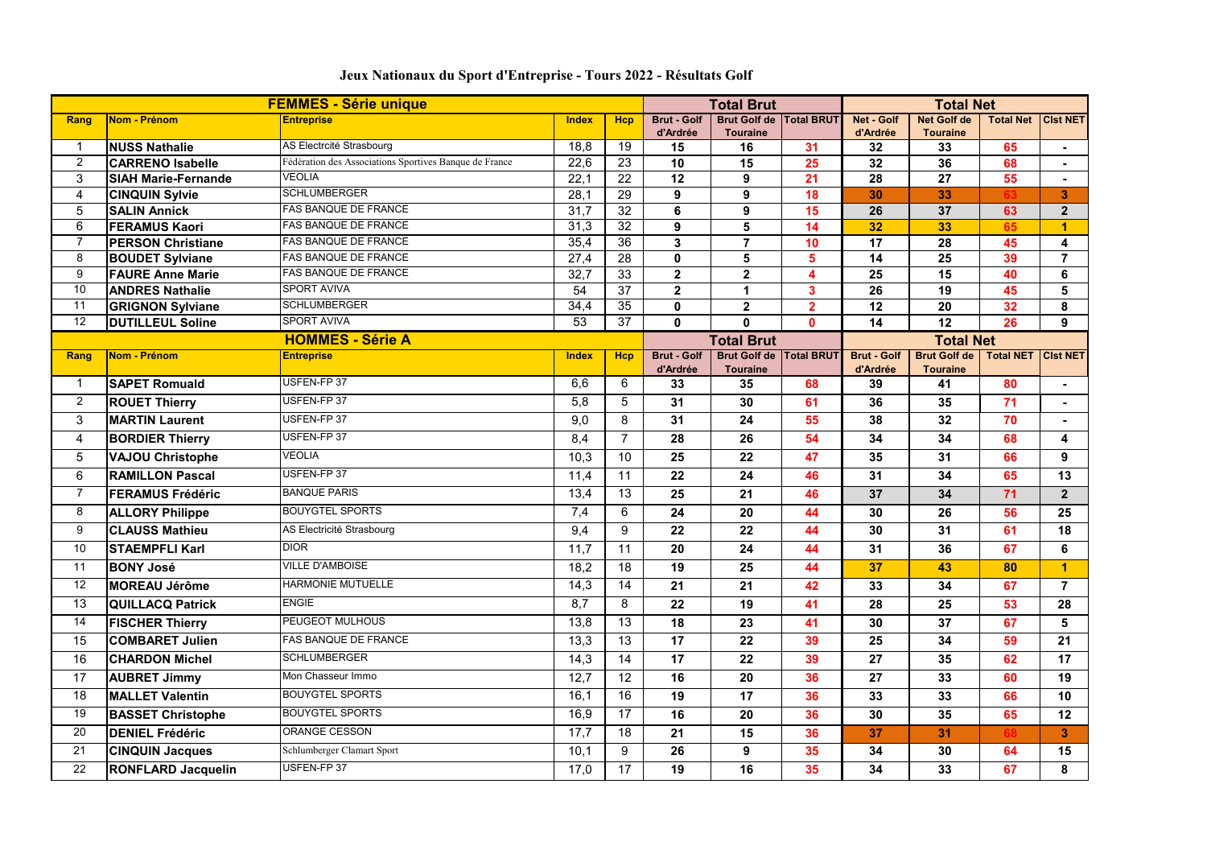# Jeux Nationaux du Sport d'Entreprise - Tours 2022 - Résultats Golf

| FEMMES - Série unique | | | | | Total Brut | | | Total Net | | | |
|---|---|---|---|---|---|---|---|---|---|---|---|
| Rang | Nom - Prénom | Entreprise | Index | Hcp | Brut - Golf d'Ardrée | Brut Golf de Touraine | Total BRUT | Net - Golf d'Ardrée | Net Golf de Touraine | Total Net | Clst NET |
| 1 | NUSS Nathalie | AS Electrcité Strasbourg | 18,8 | 19 | 15 | 16 | 31 | 32 | 33 | 65 | - |
| 2 | CARRENO Isabelle | Fédération des Associations Sportives Banque de France | 22,6 | 23 | 10 | 15 | 25 | 32 | 36 | 68 | - |
| 3 | SIAH Marie-Fernande | VEOLIA | 22,1 | 22 | 12 | 9 | 21 | 28 | 27 | 55 | - |
| 4 | CINQUIN Sylvie | SCHLUMBERGER | 28,1 | 29 | 9 | 9 | 18 | 30 | 33 | 63 | 3 |
| 5 | SALIN Annick | FAS BANQUE DE FRANCE | 31,7 | 32 | 6 | 9 | 15 | 26 | 37 | 63 | 2 |
| 6 | FERAMUS Kaori | FAS BANQUE DE FRANCE | 31,3 | 32 | 9 | 5 | 14 | 32 | 33 | 65 | 1 |
| 7 | PERSON Christiane | FAS BANQUE DE FRANCE | 35,4 | 36 | 3 | 7 | 10 | 17 | 28 | 45 | 4 |
| 8 | BOUDET Sylviane | FAS BANQUE DE FRANCE | 27,4 | 28 | 0 | 5 | 5 | 14 | 25 | 39 | 7 |
| 9 | FAURE Anne Marie | FAS BANQUE DE FRANCE | 32,7 | 33 | 2 | 2 | 4 | 25 | 15 | 40 | 6 |
| 10 | ANDRES Nathalie | SPORT AVIVA | 54 | 37 | 2 | 1 | 3 | 26 | 19 | 45 | 5 |
| 11 | GRIGNON Sylviane | SCHLUMBERGER | 34,4 | 35 | 0 | 2 | 2 | 12 | 20 | 32 | 8 |
| 12 | DUTILLEUL Soline | SPORT AVIVA | 53 | 37 | 0 | 0 | 0 | 14 | 12 | 26 | 9 |

| HOMMES - Série A | | | | | Total Brut | | | Total Net | | | |
|---|---|---|---|---|---|---|---|---|---|---|---|
| Rang | Nom - Prénom | Entreprise | Index | Hcp | Brut - Golf d'Ardrée | Brut Golf de Touraine | Total BRUT | Brut - Golf d'Ardrée | Brut Golf de Touraine | Total NET | Clst NET |
| 1 | SAPET Romuald | USFEN-FP 37 | 6,6 | 6 | 33 | 35 | 68 | 39 | 41 | 80 | - |
| 2 | ROUET Thierry | USFEN-FP 37 | 5,8 | 5 | 31 | 30 | 61 | 36 | 35 | 71 | - |
| 3 | MARTIN Laurent | USFEN-FP 37 | 9,0 | 8 | 31 | 24 | 55 | 38 | 32 | 70 | - |
| 4 | BORDIER Thierry | USFEN-FP 37 | 8,4 | 7 | 28 | 26 | 54 | 34 | 34 | 68 | 4 |
| 5 | VAJOU Christophe | VEOLIA | 10,3 | 10 | 25 | 22 | 47 | 35 | 31 | 66 | 9 |
| 6 | RAMILLON Pascal | USFEN-FP 37 | 11,4 | 11 | 22 | 24 | 46 | 31 | 34 | 65 | 13 |
| 7 | FERAMUS Frédéric | BANQUE PARIS | 13,4 | 13 | 25 | 21 | 46 | 37 | 34 | 71 | 2 |
| 8 | ALLORY Philippe | BOUYGTEL SPORTS | 7,4 | 6 | 24 | 20 | 44 | 30 | 26 | 56 | 25 |
| 9 | CLAUSS Mathieu | AS Electricité Strasbourg | 9,4 | 9 | 22 | 22 | 44 | 30 | 31 | 61 | 18 |
| 10 | STAEMPFLI Karl | DIOR | 11,7 | 11 | 20 | 24 | 44 | 31 | 36 | 67 | 6 |
| 11 | BONY José | VILLE D'AMBOISE | 18,2 | 18 | 19 | 25 | 44 | 37 | 43 | 80 | 1 |
| 12 | MOREAU Jérôme | HARMONIE MUTUELLE | 14,3 | 14 | 21 | 21 | 42 | 33 | 34 | 67 | 7 |
| 13 | QUILLACQ Patrick | ENGIE | 8,7 | 8 | 22 | 19 | 41 | 28 | 25 | 53 | 28 |
| 14 | FISCHER Thierry | PEUGEOT MULHOUS | 13,8 | 13 | 18 | 23 | 41 | 30 | 37 | 67 | 5 |
| 15 | COMBARET Julien | FAS BANQUE DE FRANCE | 13,3 | 13 | 17 | 22 | 39 | 25 | 34 | 59 | 21 |
| 16 | CHARDON Michel | SCHLUMBERGER | 14,3 | 14 | 17 | 22 | 39 | 27 | 35 | 62 | 17 |
| 17 | AUBRET Jimmy | Mon Chasseur Immo | 12,7 | 12 | 16 | 20 | 36 | 27 | 33 | 60 | 19 |
| 18 | MALLET Valentin | BOUYGTEL SPORTS | 16,1 | 16 | 19 | 17 | 36 | 33 | 33 | 66 | 10 |
| 19 | BASSET Christophe | BOUYGTEL SPORTS | 16,9 | 17 | 16 | 20 | 36 | 30 | 35 | 65 | 12 |
| 20 | DENIEL Frédéric | ORANGE CESSON | 17,7 | 18 | 21 | 15 | 36 | 37 | 31 | 68 | 3 |
| 21 | CINQUIN Jacques | Schlumberger Clamart Sport | 10,1 | 9 | 26 | 9 | 35 | 34 | 30 | 64 | 15 |
| 22 | RONFLARD Jacquelin | USFEN-FP 37 | 17,0 | 17 | 19 | 16 | 35 | 34 | 33 | 67 | 8 |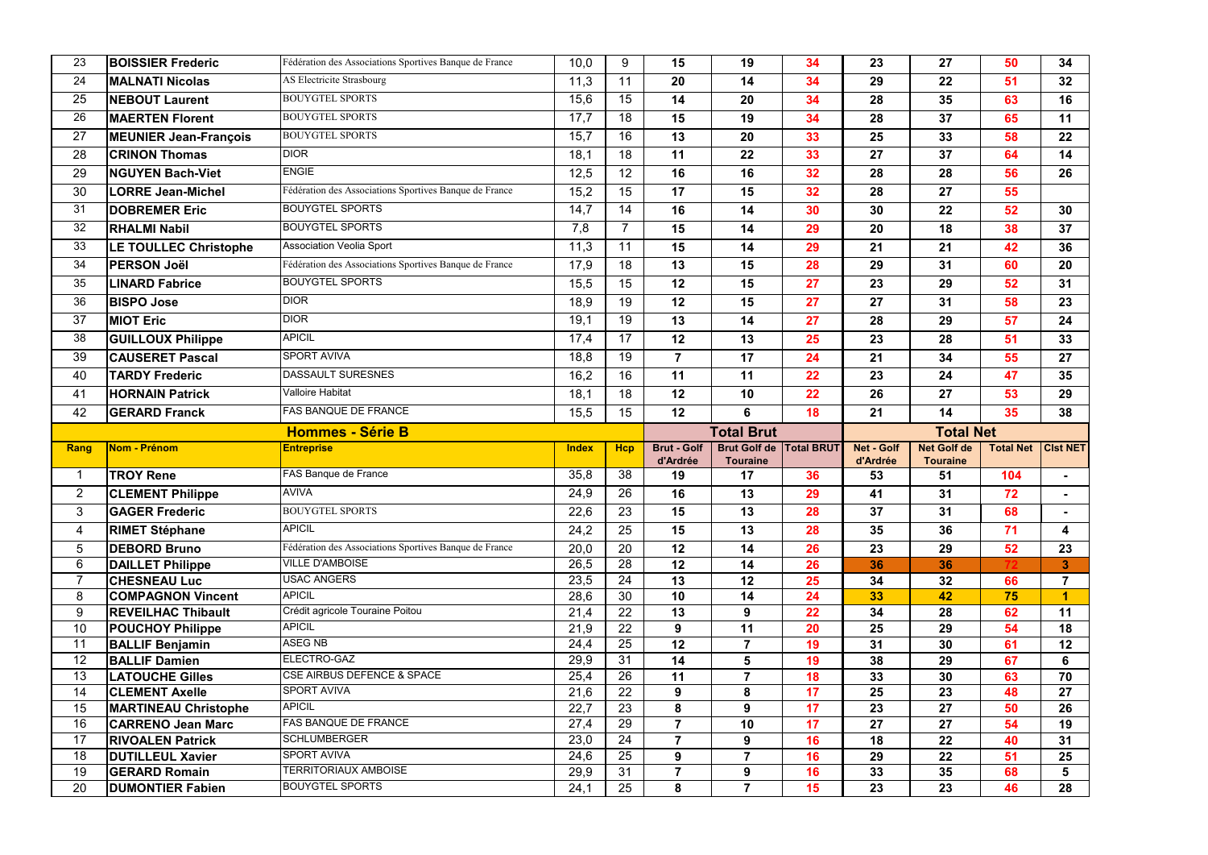| 23 | BOISSIER Frederic | Fédération des Associations Sportives Banque de France | 10,0 | 9 | 15 | 19 | 34 | 23 | 27 | 50 | 34 |
|---|---|---|---|---|---|---|---|---|---|---|---|
| 24 | MALNATI Nicolas | AS Electricite Strasbourg | 11,3 | 11 | 20 | 14 | 34 | 29 | 22 | 51 | 32 |
| 25 | NEBOUT Laurent | BOUYGTEL SPORTS | 15,6 | 15 | 14 | 20 | 34 | 28 | 35 | 63 | 16 |
| 26 | MAERTEN Florent | BOUYGTEL SPORTS | 17,7 | 18 | 15 | 19 | 34 | 28 | 37 | 65 | 11 |
| 27 | MEUNIER Jean-François | BOUYGTEL SPORTS | 15,7 | 16 | 13 | 20 | 33 | 25 | 33 | 58 | 22 |
| 28 | CRINON Thomas | DIOR | 18,1 | 18 | 11 | 22 | 33 | 27 | 37 | 64 | 14 |
| 29 | NGUYEN Bach-Viet | ENGIE | 12,5 | 12 | 16 | 16 | 32 | 28 | 28 | 56 | 26 |
| 30 | LORRE Jean-Michel | Fédération des Associations Sportives Banque de France | 15,2 | 15 | 17 | 15 | 32 | 28 | 27 | 55 | |
| 31 | DOBREMER Eric | BOUYGTEL SPORTS | 14,7 | 14 | 16 | 14 | 30 | 30 | 22 | 52 | 30 |
| 32 | RHALMI Nabil | BOUYGTEL SPORTS | 7,8 | 7 | 15 | 14 | 29 | 20 | 18 | 38 | 37 |
| 33 | LE TOULLEC Christophe | Association Veolia Sport | 11,3 | 11 | 15 | 14 | 29 | 21 | 21 | 42 | 36 |
| 34 | PERSON Joël | Fédération des Associations Sportives Banque de France | 17,9 | 18 | 13 | 15 | 28 | 29 | 31 | 60 | 20 |
| 35 | LINARD Fabrice | BOUYGTEL SPORTS | 15,5 | 15 | 12 | 15 | 27 | 23 | 29 | 52 | 31 |
| 36 | BISPO Jose | DIOR | 18,9 | 19 | 12 | 15 | 27 | 27 | 31 | 58 | 23 |
| 37 | MIOT Eric | DIOR | 19,1 | 19 | 13 | 14 | 27 | 28 | 29 | 57 | 24 |
| 38 | GUILLOUX Philippe | APICIL | 17,4 | 17 | 12 | 13 | 25 | 23 | 28 | 51 | 33 |
| 39 | CAUSERET Pascal | SPORT AVIVA | 18,8 | 19 | 7 | 17 | 24 | 21 | 34 | 55 | 27 |
| 40 | TARDY Frederic | DASSAULT SURESNES | 16,2 | 16 | 11 | 11 | 22 | 23 | 24 | 47 | 35 |
| 41 | HORNAIN Patrick | Valloire Habitat | 18,1 | 18 | 12 | 10 | 22 | 26 | 27 | 53 | 29 |
| 42 | GERARD Franck | FAS BANQUE DE FRANCE | 15,5 | 15 | 12 | 6 | 18 | 21 | 14 | 35 | 38 |

| | | Hommes - Série B | | | Total Brut | | | Total Net | | | |
|---|---|---|---|---|---|---|---|---|---|---|---|
| Rang | Nom - Prénom | Entreprise | Index | Hcp | Brut - Golf d'Ardrée | Brut Golf de Touraine | Total BRUT | Net - Golf d'Ardrée | Net Golf de Touraine | Total Net | Clst NET |
| 1 | TROY Rene | FAS Banque de France | 35,8 | 38 | 19 | 17 | 36 | 53 | 51 | 104 | - |
| 2 | CLEMENT Philippe | AVIVA | 24,9 | 26 | 16 | 13 | 29 | 41 | 31 | 72 | - |
| 3 | GAGER Frederic | BOUYGTEL SPORTS | 22,6 | 23 | 15 | 13 | 28 | 37 | 31 | 68 | - |
| 4 | RIMET Stéphane | APICIL | 24,2 | 25 | 15 | 13 | 28 | 35 | 36 | 71 | 4 |
| 5 | DEBORD Bruno | Fédération des Associations Sportives Banque de France | 20,0 | 20 | 12 | 14 | 26 | 23 | 29 | 52 | 23 |
| 6 | DAILLET Philippe | VILLE D'AMBOISE | 26,5 | 28 | 12 | 14 | 26 | 36 | 36 | 72 | 3 |
| 7 | CHESNEAU Luc | USAC ANGERS | 23,5 | 24 | 13 | 12 | 25 | 34 | 32 | 66 | 7 |
| 8 | COMPAGNON Vincent | APICIL | 28,6 | 30 | 10 | 14 | 24 | 33 | 42 | 75 | 1 |
| 9 | REVEILHAC Thibault | Crédit agricole Touraine Poitou | 21,4 | 22 | 13 | 9 | 22 | 34 | 28 | 62 | 11 |
| 10 | POUCHOY Philippe | APICIL | 21,9 | 22 | 9 | 11 | 20 | 25 | 29 | 54 | 18 |
| 11 | BALLIF Benjamin | ASEG NB | 24,4 | 25 | 12 | 7 | 19 | 31 | 30 | 61 | 12 |
| 12 | BALLIF Damien | ELECTRO-GAZ | 29,9 | 31 | 14 | 5 | 19 | 38 | 29 | 67 | 6 |
| 13 | LATOUCHE Gilles | CSE AIRBUS DEFENCE & SPACE | 25,4 | 26 | 11 | 7 | 18 | 33 | 30 | 63 | 70 |
| 14 | CLEMENT Axelle | SPORT AVIVA | 21,6 | 22 | 9 | 8 | 17 | 25 | 23 | 48 | 27 |
| 15 | MARTINEAU Christophe | APICIL | 22,7 | 23 | 8 | 9 | 17 | 23 | 27 | 50 | 26 |
| 16 | CARRENO Jean Marc | FAS BANQUE DE FRANCE | 27,4 | 29 | 7 | 10 | 17 | 27 | 27 | 54 | 19 |
| 17 | RIVOALEN Patrick | SCHLUMBERGER | 23,0 | 24 | 7 | 9 | 16 | 18 | 22 | 40 | 31 |
| 18 | DUTILLEUL Xavier | SPORT AVIVA | 24,6 | 25 | 9 | 7 | 16 | 29 | 22 | 51 | 25 |
| 19 | GERARD Romain | TERRITORIAUX AMBOISE | 29,9 | 31 | 7 | 9 | 16 | 33 | 35 | 68 | 5 |
| 20 | DUMONTIER Fabien | BOUYGTEL SPORTS | 24,1 | 25 | 8 | 7 | 15 | 23 | 23 | 46 | 28 |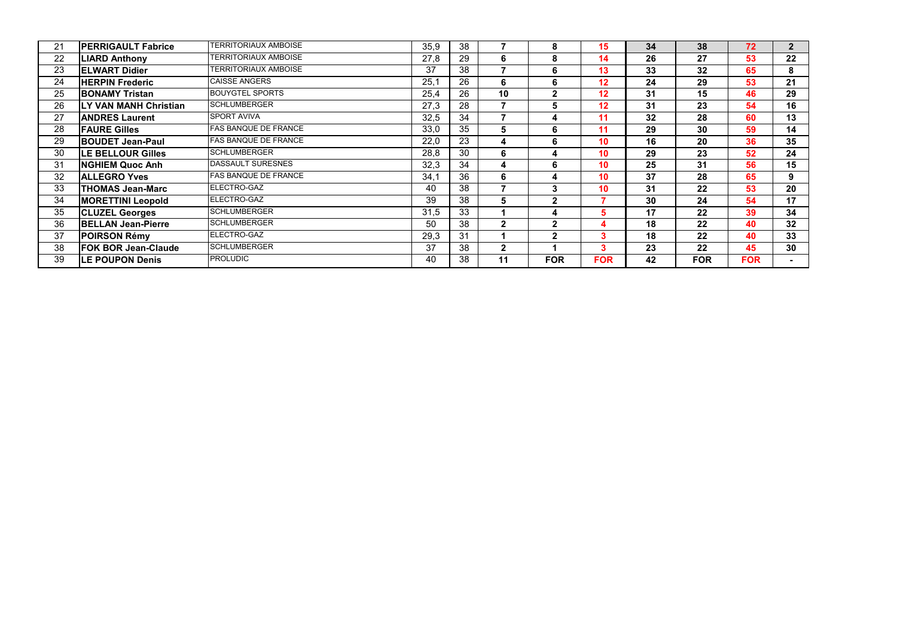| | | | | | | | | | | | | |
|---|---|---|---|---|---|---|---|---|---|---|---|---|
| 21 | **PERRIGAULT Fabrice** | TERRITORIAUX AMBOISE | 35,9 | 38 | **7** | **8** | **15** | **34** | **38** | **72** | **2** |
| 22 | **LIARD Anthony** | TERRITORIAUX AMBOISE | 27,8 | 29 | **6** | **8** | **14** | **26** | **27** | **53** | **22** |
| 23 | **ELWART Didier** | TERRITORIAUX AMBOISE | 37 | 38 | **7** | **6** | **13** | **33** | **32** | **65** | **8** |
| 24 | **HERPIN Frederic** | CAISSE ANGERS | 25,1 | 26 | **6** | **6** | **12** | **24** | **29** | **53** | **21** |
| 25 | **BONAMY Tristan** | BOUYGTEL SPORTS | 25,4 | 26 | **10** | **2** | **12** | **31** | **15** | **46** | **29** |
| 26 | **LY VAN MANH Christian** | SCHLUMBERGER | 27,3 | 28 | **7** | **5** | **12** | **31** | **23** | **54** | **16** |
| 27 | **ANDRES Laurent** | SPORT AVIVA | 32,5 | 34 | **7** | **4** | **11** | **32** | **28** | **60** | **13** |
| 28 | **FAURE Gilles** | FAS BANQUE DE FRANCE | 33,0 | 35 | **5** | **6** | **11** | **29** | **30** | **59** | **14** |
| 29 | **BOUDET Jean-Paul** | FAS BANQUE DE FRANCE | 22,0 | 23 | **4** | **6** | **10** | **16** | **20** | **36** | **35** |
| 30 | **LE BELLOUR Gilles** | SCHLUMBERGER | 28,8 | 30 | **6** | **4** | **10** | **29** | **23** | **52** | **24** |
| 31 | **NGHIEM Quoc Anh** | DASSAULT SURESNES | 32,3 | 34 | **4** | **6** | **10** | **25** | **31** | **56** | **15** |
| 32 | **ALLEGRO Yves** | FAS BANQUE DE FRANCE | 34,1 | 36 | **6** | **4** | **10** | **37** | **28** | **65** | **9** |
| 33 | **THOMAS Jean-Marc** | ELECTRO-GAZ | 40 | 38 | **7** | **3** | **10** | **31** | **22** | **53** | **20** |
| 34 | **MORETTINI Leopold** | ELECTRO-GAZ | 39 | 38 | **5** | **2** | **7** | **30** | **24** | **54** | **17** |
| 35 | **CLUZEL Georges** | SCHLUMBERGER | 31,5 | 33 | **1** | **4** | **5** | **17** | **22** | **39** | **34** |
| 36 | **BELLAN Jean-Pierre** | SCHLUMBERGER | 50 | 38 | **2** | **2** | **4** | **18** | **22** | **40** | **32** |
| 37 | **POIRSON Rémy** | ELECTRO-GAZ | 29,3 | 31 | **1** | **2** | **3** | **18** | **22** | **40** | **33** |
| 38 | **FOK BOR Jean-Claude** | SCHLUMBERGER | 37 | 38 | **2** | **1** | **3** | **23** | **22** | **45** | **30** |
| 39 | **LE POUPON Denis** | PROLUDIC | 40 | 38 | **11** | **FOR** | **FOR** | **42** | **FOR** | **FOR** | **-** |